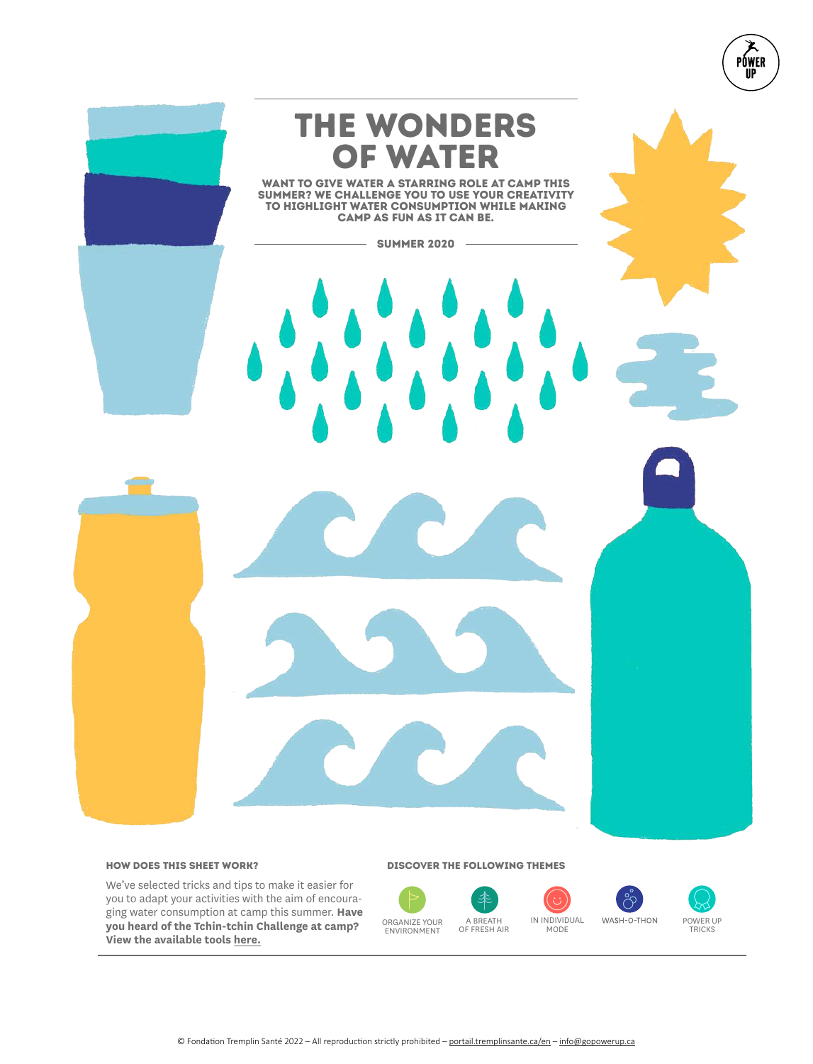POWER UP

# THE WONDERS OF WATER

**WANT TO GIVE WATER A STARRING ROLE AT CAMP THIS SUMMER? WE CHALLENGE YOU TO USE YOUR CREATIVITY TO HIGHLIGHT WATER CONSUMPTION WHILE MAKING CAMP AS FUN AS IT CAN BE.**

**SUMMER 2020**

### HOW DOES THIS SHEET WORK?

We've selected tricks and tips to make it easier for you to adapt your activities with the aim of encouraging water consumption at camp this summer. **Have you heard of the Tchin-tchin Challenge at camp? View the available tools here.**

### DISCOVER THE FOLLOWING THEMES

- ORGANIZE YOUR ENVIRONMENT
- A BREATH OF FRESH AIR
- IN INDIVIDUAL MODE
- WASH-O-THON
- POWER UP TRICKS

© Fondation Tremplin Santé 2022 – All reproduction strictly prohibited – portail.tremplinsante.ca/en – info@gopowerup.ca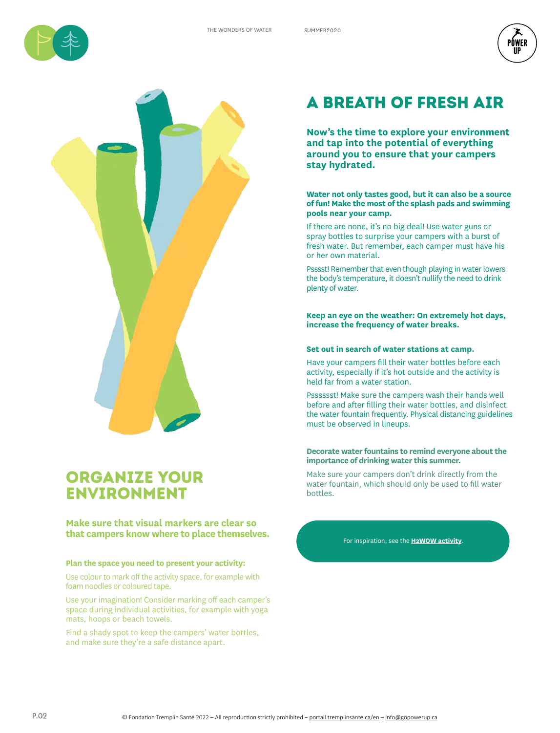## ORGANIZE YOUR ENVIRONMENT

**Make sure that visual markers are clear so that campers know where to place themselves.**

**Plan the space you need to present your activity:**

Use colour to mark off the activity space, for example with foam noodles or coloured tape.

Use your imagination! Consider marking off each camper's space during individual activities, for example with yoga mats, hoops or beach towels.

Find a shady spot to keep the campers' water bottles, and make sure they're a safe distance apart.

## A BREATH OF FRESH AIR

**Now's the time to explore your environment and tap into the potential of everything around you to ensure that your campers stay hydrated.**

**Water not only tastes good, but it can also be a source of fun! Make the most of the splash pads and swimming pools near your camp.**

If there are none, it's no big deal! Use water guns or spray bottles to surprise your campers with a burst of fresh water. But remember, each camper must have his or her own material.

Psssst! Remember that even though playing in water lowers the body's temperature, it doesn't nullify the need to drink plenty of water.

**Keep an eye on the weather: On extremely hot days, increase the frequency of water breaks.**

**Set out in search of water stations at camp.**

Have your campers fill their water bottles before each activity, especially if it's hot outside and the activity is held far from a water station.

Pssssst! Make sure the campers wash their hands well before and after filling their water bottles, and disinfect the water fountain frequently. Physical distancing guidelines must be observed in lineups.

**Decorate water fountains to remind everyone about the importance of drinking water this summer.**

Make sure your campers don't drink directly from the water fountain, which should only be used to fill water bottles.

For inspiration, see the **H2WOW activity**.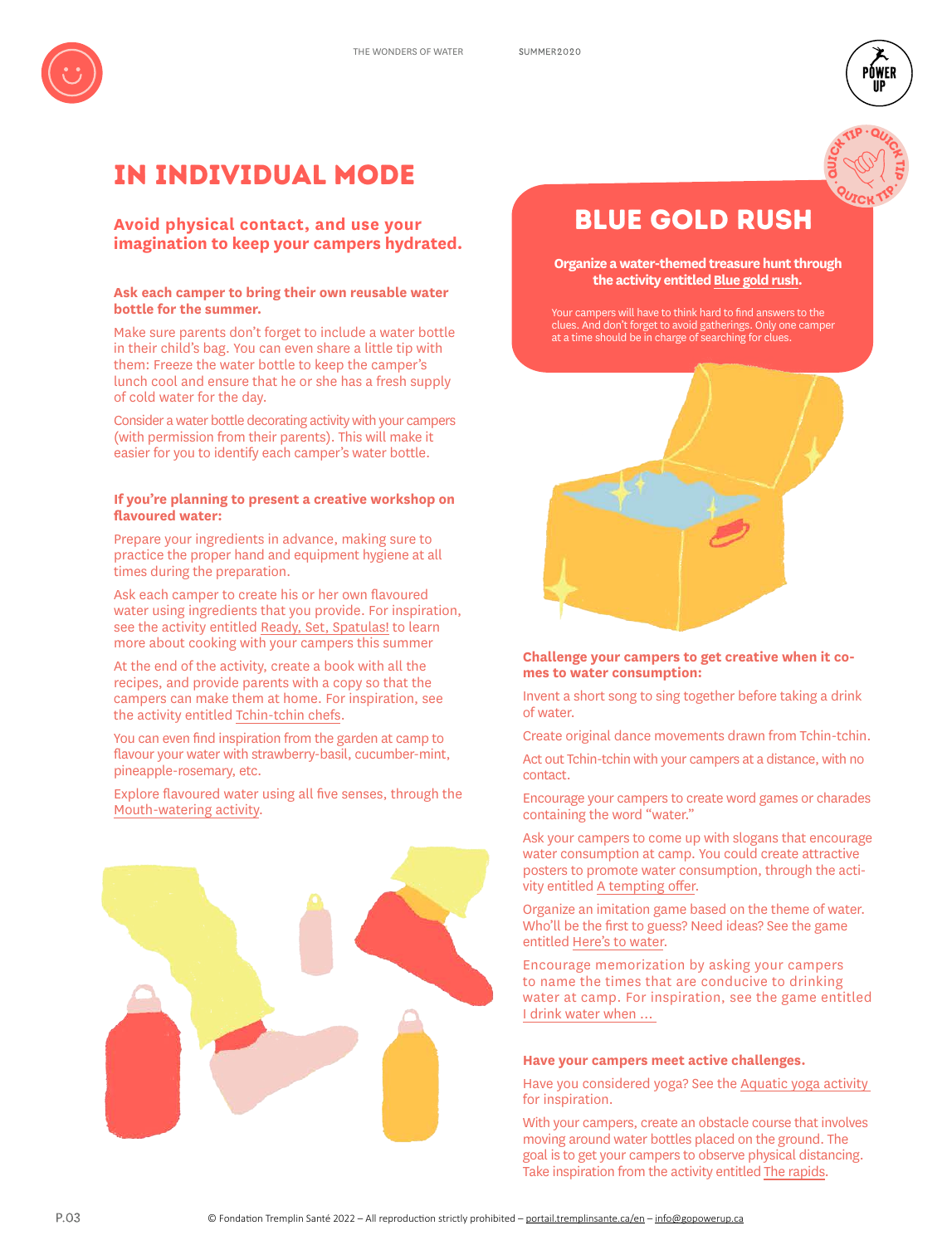# IN INDIVIDUAL MODE

**Avoid physical contact, and use your imagination to keep your campers hydrated.**

**Ask each camper to bring their own reusable water bottle for the summer.**

Make sure parents don't forget to include a water bottle in their child's bag. You can even share a little tip with them: Freeze the water bottle to keep the camper's lunch cool and ensure that he or she has a fresh supply of cold water for the day.

Consider a water bottle decorating activity with your campers (with permission from their parents). This will make it easier for you to identify each camper's water bottle.

**If you're planning to present a creative workshop on flavoured water:**

Prepare your ingredients in advance, making sure to practice the proper hand and equipment hygiene at all times during the preparation.

Ask each camper to create his or her own flavoured water using ingredients that you provide. For inspiration, see the activity entitled Ready, Set, Spatulas! to learn more about cooking with your campers this summer

At the end of the activity, create a book with all the recipes, and provide parents with a copy so that the campers can make them at home. For inspiration, see the activity entitled Tchin-tchin chefs.

You can even find inspiration from the garden at camp to flavour your water with strawberry-basil, cucumber-mint, pineapple-rosemary, etc.

Explore flavoured water using all five senses, through the Mouth-watering activity.

## BLUE GOLD RUSH

**Organize a water-themed treasure hunt through the activity entitled Blue gold rush.**

Your campers will have to think hard to find answers to the clues. And don't forget to avoid gatherings. Only one camper at a time should be in charge of searching for clues.

**Challenge your campers to get creative when it comes to water consumption:**

Invent a short song to sing together before taking a drink of water.

Create original dance movements drawn from Tchin-tchin.

Act out Tchin-tchin with your campers at a distance, with no contact.

Encourage your campers to create word games or charades containing the word "water."

Ask your campers to come up with slogans that encourage water consumption at camp. You could create attractive posters to promote water consumption, through the activity entitled A tempting offer.

Organize an imitation game based on the theme of water. Who'll be the first to guess? Need ideas? See the game entitled Here's to water.

Encourage memorization by asking your campers to name the times that are conducive to drinking water at camp. For inspiration, see the game entitled I drink water when …

**Have your campers meet active challenges.**

Have you considered yoga? See the Aquatic yoga activity for inspiration.

With your campers, create an obstacle course that involves moving around water bottles placed on the ground. The goal is to get your campers to observe physical distancing. Take inspiration from the activity entitled The rapids.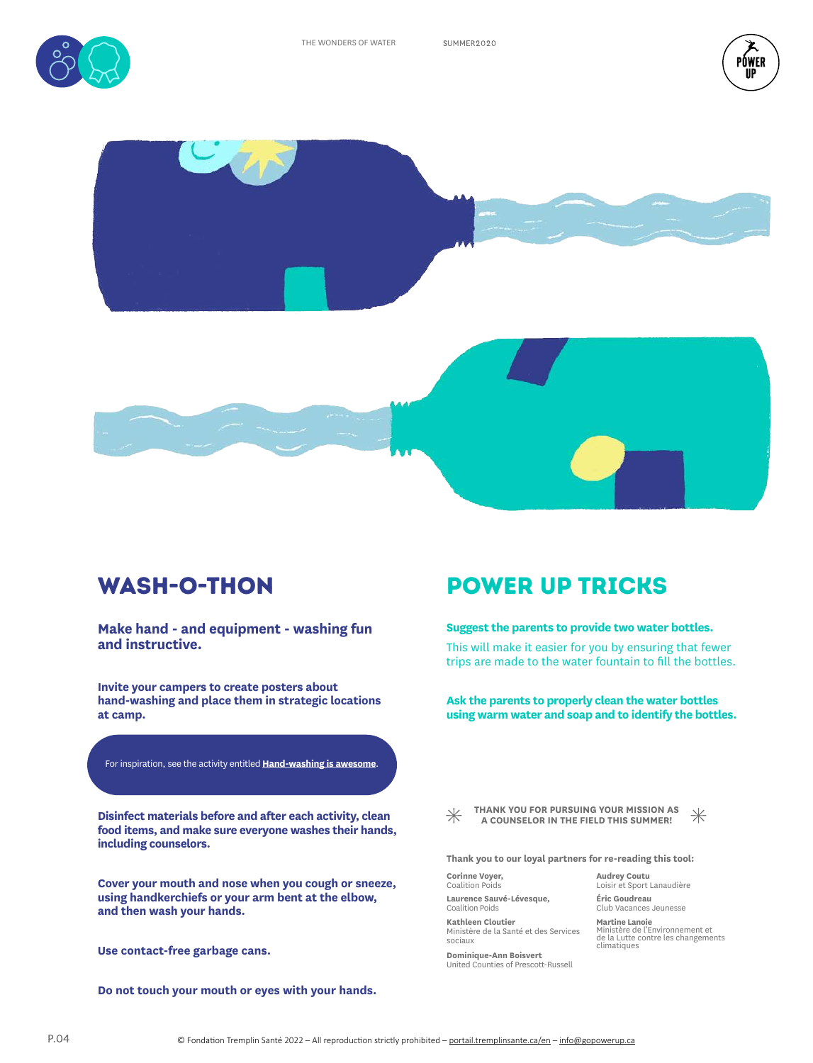## WASH-O-THON

**Make hand - and equipment - washing fun and instructive.**

**Invite your campers to create posters about hand-washing and place them in strategic locations at camp.**

For inspiration, see the activity entitled **Hand-washing is awesome**.

**Disinfect materials before and after each activity, clean food items, and make sure everyone washes their hands, including counselors.**

**Cover your mouth and nose when you cough or sneeze, using handkerchiefs or your arm bent at the elbow, and then wash your hands.**

**Use contact-free garbage cans.**

**Do not touch your mouth or eyes with your hands.**

## POWER UP TRICKS

**Suggest the parents to provide two water bottles.**

This will make it easier for you by ensuring that fewer trips are made to the water fountain to fill the bottles.

**Ask the parents to properly clean the water bottles using warm water and soap and to identify the bottles.**

**THANK YOU FOR PURSUING YOUR MISSION AS A COUNSELOR IN THE FIELD THIS SUMMER!**

**Thank you to our loyal partners for re-reading this tool:**

**Corinne Voyer,**
Coalition Poids

**Laurence Sauvé-Lévesque,**
Coalition Poids

**Kathleen Cloutier**
Ministère de la Santé et des Services sociaux

**Dominique-Ann Boisvert**
United Counties of Prescott-Russell

**Audrey Coutu**
Loisir et Sport Lanaudière

**Éric Goudreau**
Club Vacances Jeunesse

**Martine Lanoie**
Ministère de l'Environnement et de la Lutte contre les changements climatiques

© Fondation Tremplin Santé 2022 – All reproduction strictly prohibited – portail.tremplinsante.ca/en – info@gopowerup.ca